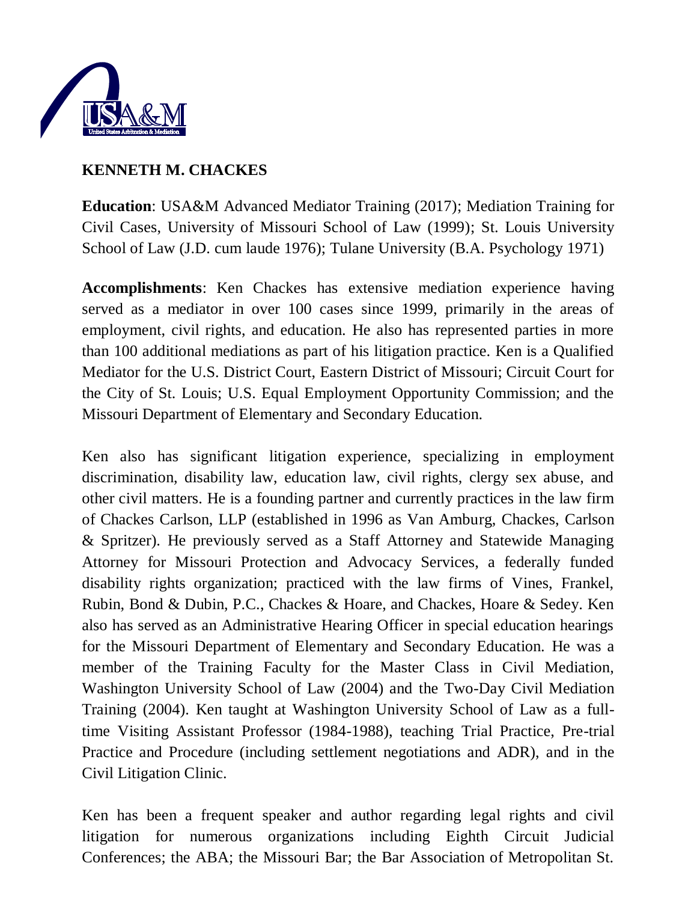**KENNETH M. CHACKES**

**Education**: USA&M Advanced Mediator Training (2017); Mediation Training for Civil Cases, University of Missouri School of Law (1999); St. Louis University School of Law (J.D. cum laude 1976); Tulane University (B.A. Psychology 1971)

**Accomplishments**: Ken Chackes has extensive mediation experience having served as a mediator in over 100 cases since 1999, primarily in the areas of employment, civil rights, and education. He also has represented parties in more than 100 additional mediations as part of his litigation practice. Ken is a Qualified Mediator for the U.S. District Court, Eastern District of Missouri; Circuit Court for the City of St. Louis; U.S. Equal Employment Opportunity Commission; and the Missouri Department of Elementary and Secondary Education.

Ken also has significant litigation experience, specializing in employment discrimination, disability law, education law, civil rights, clergy sex abuse, and other civil matters. He is a founding partner and currently practices in the law firm of Chackes Carlson, LLP (established in 1996 as Van Amburg, Chackes, Carlson & Spritzer). He previously served as a Staff Attorney and Statewide Managing Attorney for Missouri Protection and Advocacy Services, a federally funded disability rights organization; practiced with the law firms of Vines, Frankel, Rubin, Bond & Dubin, P.C., Chackes & Hoare, and Chackes, Hoare & Sedey. Ken also has served as an Administrative Hearing Officer in special education hearings for the Missouri Department of Elementary and Secondary Education. He was a member of the Training Faculty for the Master Class in Civil Mediation, Washington University School of Law (2004) and the Two-Day Civil Mediation Training (2004). Ken taught at Washington University School of Law as a full-time Visiting Assistant Professor (1984-1988), teaching Trial Practice, Pre-trial Practice and Procedure (including settlement negotiations and ADR), and in the Civil Litigation Clinic.

Ken has been a frequent speaker and author regarding legal rights and civil litigation for numerous organizations including Eighth Circuit Judicial Conferences; the ABA; the Missouri Bar; the Bar Association of Metropolitan St.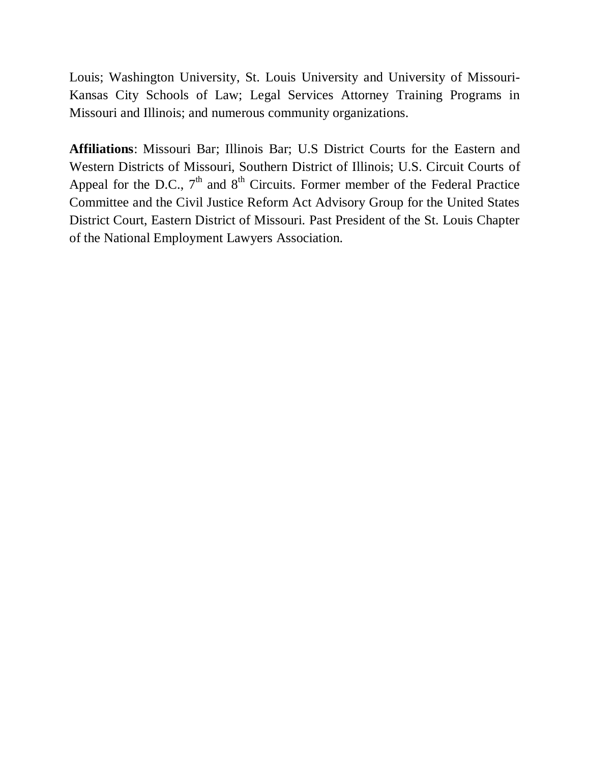Louis; Washington University, St. Louis University and University of Missouri-Kansas City Schools of Law; Legal Services Attorney Training Programs in Missouri and Illinois; and numerous community organizations.

**Affiliations**: Missouri Bar; Illinois Bar; U.S District Courts for the Eastern and Western Districts of Missouri, Southern District of Illinois; U.S. Circuit Courts of Appeal for the D.C., 7th and 8th Circuits. Former member of the Federal Practice Committee and the Civil Justice Reform Act Advisory Group for the United States District Court, Eastern District of Missouri. Past President of the St. Louis Chapter of the National Employment Lawyers Association.